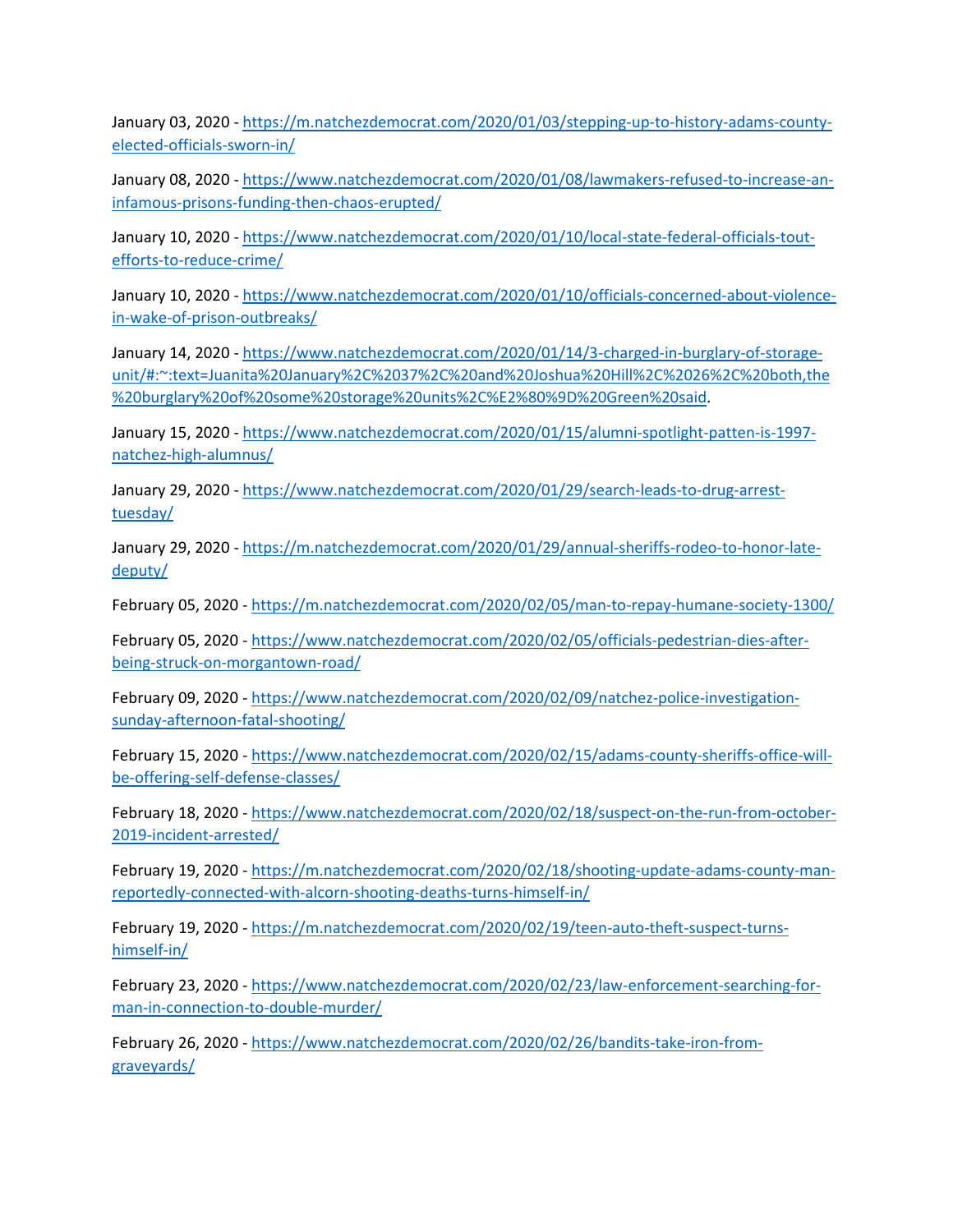January 03, 2020 - https://m.natchezdemocrat.com/2020/01/03/stepping-up-to-history-adams-county-elected-officials-sworn-in/

January 08, 2020 - https://www.natchezdemocrat.com/2020/01/08/lawmakers-refused-to-increase-an-infamous-prisons-funding-then-chaos-erupted/

January 10, 2020 - https://www.natchezdemocrat.com/2020/01/10/local-state-federal-officials-tout-efforts-to-reduce-crime/

January 10, 2020 - https://www.natchezdemocrat.com/2020/01/10/officials-concerned-about-violence-in-wake-of-prison-outbreaks/

January 14, 2020 - https://www.natchezdemocrat.com/2020/01/14/3-charged-in-burglary-of-storage-unit/#:~:text=Juanita%20January%2C%2037%2C%20and%20Joshua%20Hill%2C%2026%2C%20both,the%20burglary%20of%20some%20storage%20units%2C%E2%80%9D%20Green%20said.

January 15, 2020 - https://www.natchezdemocrat.com/2020/01/15/alumni-spotlight-patten-is-1997-natchez-high-alumnus/

January 29, 2020 - https://www.natchezdemocrat.com/2020/01/29/search-leads-to-drug-arrest-tuesday/

January 29, 2020 - https://m.natchezdemocrat.com/2020/01/29/annual-sheriffs-rodeo-to-honor-late-deputy/

February 05, 2020 - https://m.natchezdemocrat.com/2020/02/05/man-to-repay-humane-society-1300/

February 05, 2020 - https://www.natchezdemocrat.com/2020/02/05/officials-pedestrian-dies-after-being-struck-on-morgantown-road/

February 09, 2020 - https://www.natchezdemocrat.com/2020/02/09/natchez-police-investigation-sunday-afternoon-fatal-shooting/

February 15, 2020 - https://www.natchezdemocrat.com/2020/02/15/adams-county-sheriffs-office-will-be-offering-self-defense-classes/

February 18, 2020 - https://www.natchezdemocrat.com/2020/02/18/suspect-on-the-run-from-october-2019-incident-arrested/

February 19, 2020 - https://m.natchezdemocrat.com/2020/02/18/shooting-update-adams-county-man-reportedly-connected-with-alcorn-shooting-deaths-turns-himself-in/

February 19, 2020 - https://m.natchezdemocrat.com/2020/02/19/teen-auto-theft-suspect-turns-himself-in/

February 23, 2020 - https://www.natchezdemocrat.com/2020/02/23/law-enforcement-searching-for-man-in-connection-to-double-murder/

February 26, 2020 - https://www.natchezdemocrat.com/2020/02/26/bandits-take-iron-from-graveyards/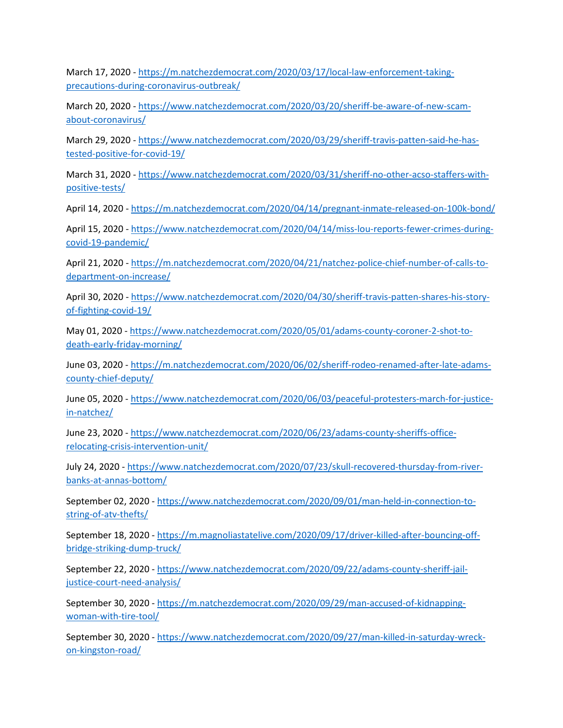March 17, 2020 - https://m.natchezdemocrat.com/2020/03/17/local-law-enforcement-taking-precautions-during-coronavirus-outbreak/

March 20, 2020 - https://www.natchezdemocrat.com/2020/03/20/sheriff-be-aware-of-new-scam-about-coronavirus/

March 29, 2020 - https://www.natchezdemocrat.com/2020/03/29/sheriff-travis-patten-said-he-has-tested-positive-for-covid-19/

March 31, 2020 - https://www.natchezdemocrat.com/2020/03/31/sheriff-no-other-acso-staffers-with-positive-tests/

April 14, 2020 - https://m.natchezdemocrat.com/2020/04/14/pregnant-inmate-released-on-100k-bond/

April 15, 2020 - https://www.natchezdemocrat.com/2020/04/14/miss-lou-reports-fewer-crimes-during-covid-19-pandemic/

April 21, 2020 - https://m.natchezdemocrat.com/2020/04/21/natchez-police-chief-number-of-calls-to-department-on-increase/

April 30, 2020 - https://www.natchezdemocrat.com/2020/04/30/sheriff-travis-patten-shares-his-story-of-fighting-covid-19/

May 01, 2020 - https://www.natchezdemocrat.com/2020/05/01/adams-county-coroner-2-shot-to-death-early-friday-morning/

June 03, 2020 - https://m.natchezdemocrat.com/2020/06/02/sheriff-rodeo-renamed-after-late-adams-county-chief-deputy/

June 05, 2020 - https://www.natchezdemocrat.com/2020/06/03/peaceful-protesters-march-for-justice-in-natchez/

June 23, 2020 - https://www.natchezdemocrat.com/2020/06/23/adams-county-sheriffs-office-relocating-crisis-intervention-unit/

July 24, 2020 - https://www.natchezdemocrat.com/2020/07/23/skull-recovered-thursday-from-river-banks-at-annas-bottom/

September 02, 2020 - https://www.natchezdemocrat.com/2020/09/01/man-held-in-connection-to-string-of-atv-thefts/

September 18, 2020 - https://m.magnoliastatelive.com/2020/09/17/driver-killed-after-bouncing-off-bridge-striking-dump-truck/

September 22, 2020 - https://www.natchezdemocrat.com/2020/09/22/adams-county-sheriff-jail-justice-court-need-analysis/

September 30, 2020 - https://m.natchezdemocrat.com/2020/09/29/man-accused-of-kidnapping-woman-with-tire-tool/

September 30, 2020 - https://www.natchezdemocrat.com/2020/09/27/man-killed-in-saturday-wreck-on-kingston-road/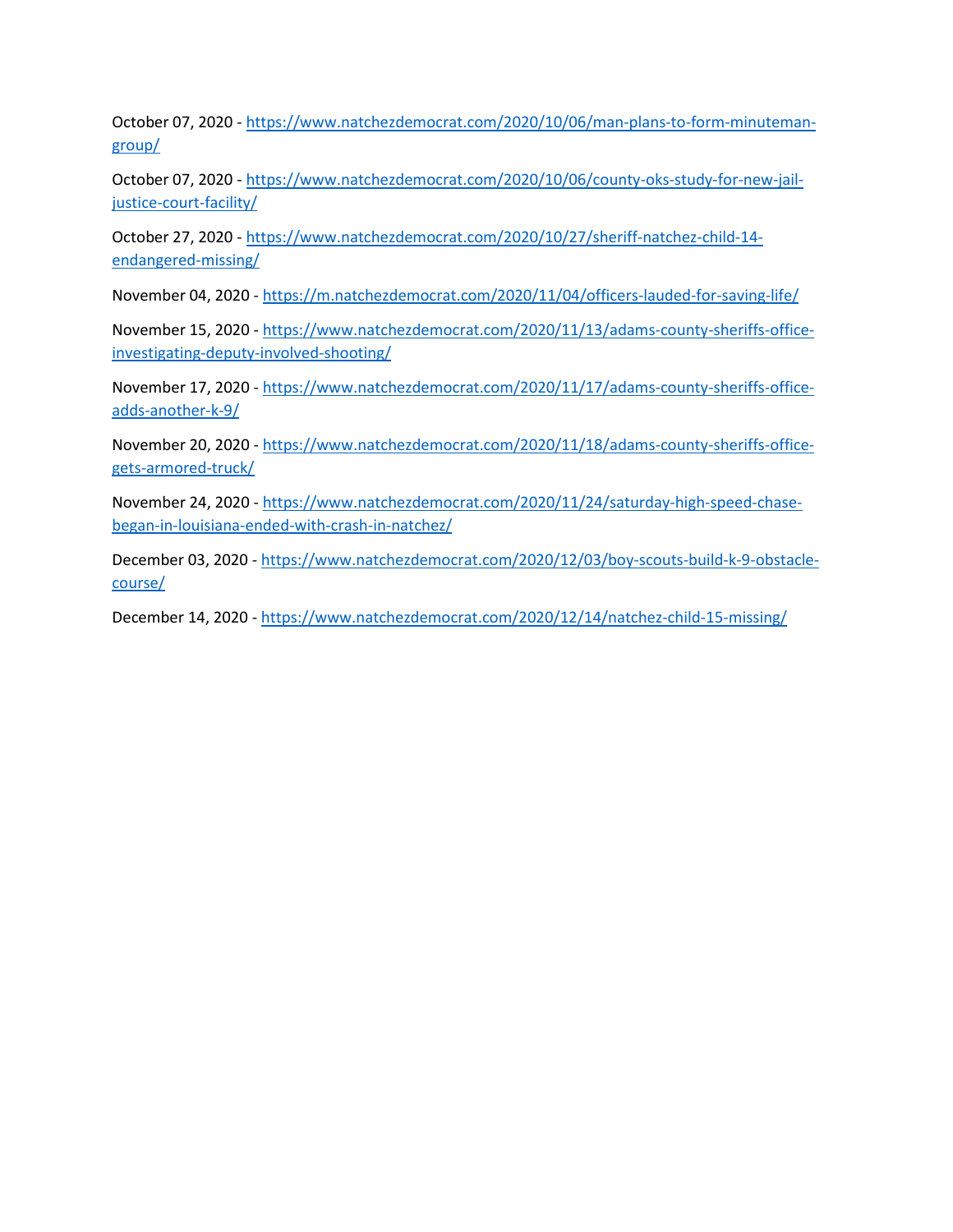October 07, 2020 - https://www.natchezdemocrat.com/2020/10/06/man-plans-to-form-minuteman-group/

October 07, 2020 - https://www.natchezdemocrat.com/2020/10/06/county-oks-study-for-new-jail-justice-court-facility/

October 27, 2020 - https://www.natchezdemocrat.com/2020/10/27/sheriff-natchez-child-14-endangered-missing/

November 04, 2020 - https://m.natchezdemocrat.com/2020/11/04/officers-lauded-for-saving-life/

November 15, 2020 - https://www.natchezdemocrat.com/2020/11/13/adams-county-sheriffs-office-investigating-deputy-involved-shooting/

November 17, 2020 - https://www.natchezdemocrat.com/2020/11/17/adams-county-sheriffs-office-adds-another-k-9/

November 20, 2020 - https://www.natchezdemocrat.com/2020/11/18/adams-county-sheriffs-office-gets-armored-truck/

November 24, 2020 - https://www.natchezdemocrat.com/2020/11/24/saturday-high-speed-chase-began-in-louisiana-ended-with-crash-in-natchez/

December 03, 2020 - https://www.natchezdemocrat.com/2020/12/03/boy-scouts-build-k-9-obstacle-course/

December 14, 2020 - https://www.natchezdemocrat.com/2020/12/14/natchez-child-15-missing/